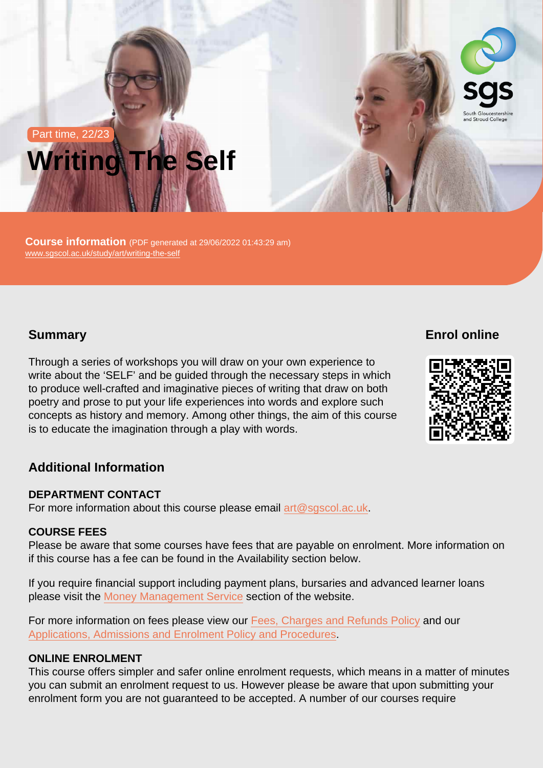Part time, 22/23

# Writing The Self

**Course information** (PDF generated at 29/06/2022 01:43:29 am)
www.sgscol.ac.uk/study/art/writing-the-self

## Summary

Through a series of workshops you will draw on your own experience to write about the 'SELF' and be guided through the necessary steps in which to produce well-crafted and imaginative pieces of writing that draw on both poetry and prose to put your life experiences into words and explore such concepts as history and memory. Among other things, the aim of this course is to educate the imagination through a play with words.

## Enrol online

## Additional Information

**DEPARTMENT CONTACT**
For more information about this course please email art@sgscol.ac.uk.

**COURSE FEES**
Please be aware that some courses have fees that are payable on enrolment. More information on if this course has a fee can be found in the Availability section below.

If you require financial support including payment plans, bursaries and advanced learner loans please visit the Money Management Service section of the website.

For more information on fees please view our Fees, Charges and Refunds Policy and our Applications, Admissions and Enrolment Policy and Procedures.

**ONLINE ENROLMENT**
This course offers simpler and safer online enrolment requests, which means in a matter of minutes you can submit an enrolment request to us. However please be aware that upon submitting your enrolment form you are not guaranteed to be accepted. A number of our courses require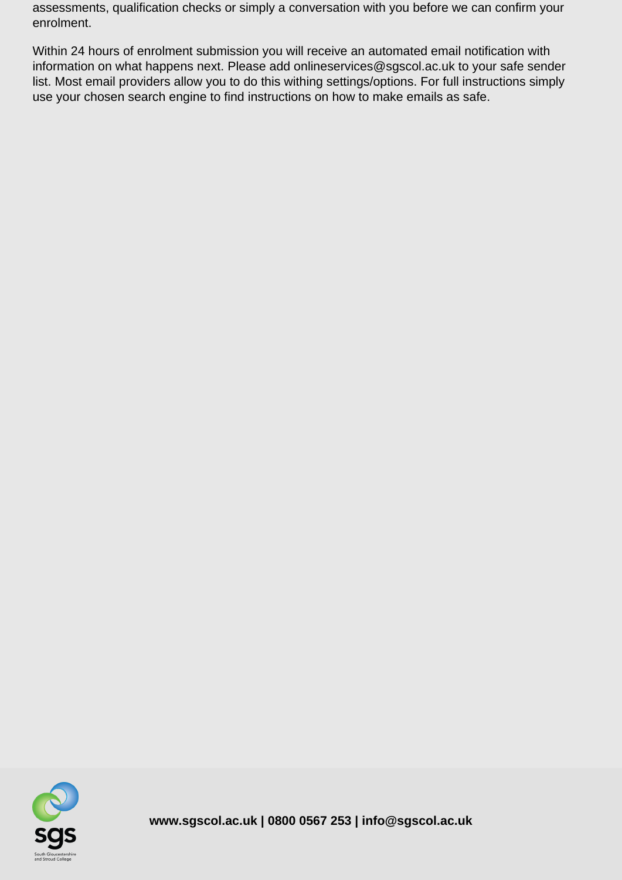assessments, qualification checks or simply a conversation with you before we can confirm your enrolment.

Within 24 hours of enrolment submission you will receive an automated email notification with information on what happens next. Please add onlineservices@sgscol.ac.uk to your safe sender list. Most email providers allow you to do this withing settings/options. For full instructions simply use your chosen search engine to find instructions on how to make emails as safe.

**www.sgscol.ac.uk | 0800 0567 253 | info@sgscol.ac.uk**